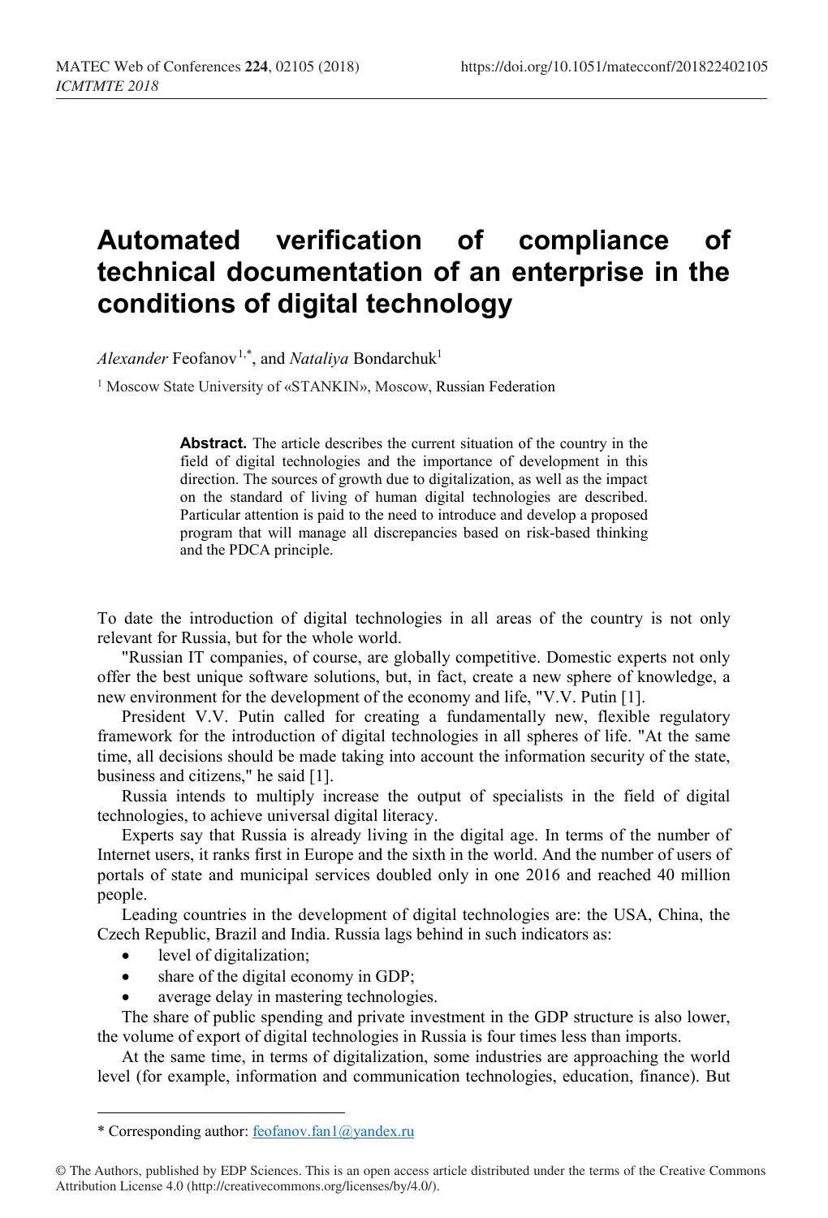# Automated verification of compliance of technical documentation of an enterprise in the conditions of digital technology

*Alexander* Feofanov[1,*], and *Nataliya* Bondarchuk[1]

[1] Moscow State University of «STANKIN», Moscow, Russian Federation

**Abstract.** The article describes the current situation of the country in the field of digital technologies and the importance of development in this direction. The sources of growth due to digitalization, as well as the impact on the standard of living of human digital technologies are described. Particular attention is paid to the need to introduce and develop a proposed program that will manage all discrepancies based on risk-based thinking and the PDCA principle.

To date the introduction of digital technologies in all areas of the country is not only relevant for Russia, but for the whole world.

"Russian IT companies, of course, are globally competitive. Domestic experts not only offer the best unique software solutions, but, in fact, create a new sphere of knowledge, a new environment for the development of the economy and life, "V.V. Putin [1].

President V.V. Putin called for creating a fundamentally new, flexible regulatory framework for the introduction of digital technologies in all spheres of life. "At the same time, all decisions should be made taking into account the information security of the state, business and citizens," he said [1].

Russia intends to multiply increase the output of specialists in the field of digital technologies, to achieve universal digital literacy.

Experts say that Russia is already living in the digital age. In terms of the number of Internet users, it ranks first in Europe and the sixth in the world. And the number of users of portals of state and municipal services doubled only in one 2016 and reached 40 million people.

Leading countries in the development of digital technologies are: the USA, China, the Czech Republic, Brazil and India. Russia lags behind in such indicators as:

- level of digitalization;
- share of the digital economy in GDP;
- average delay in mastering technologies.

The share of public spending and private investment in the GDP structure is also lower, the volume of export of digital technologies in Russia is four times less than imports.

At the same time, in terms of digitalization, some industries are approaching the world level (for example, information and communication technologies, education, finance). But

* Corresponding author: feofanov.fan1@yandex.ru

© The Authors, published by EDP Sciences. This is an open access article distributed under the terms of the Creative Commons Attribution License 4.0 (http://creativecommons.org/licenses/by/4.0/).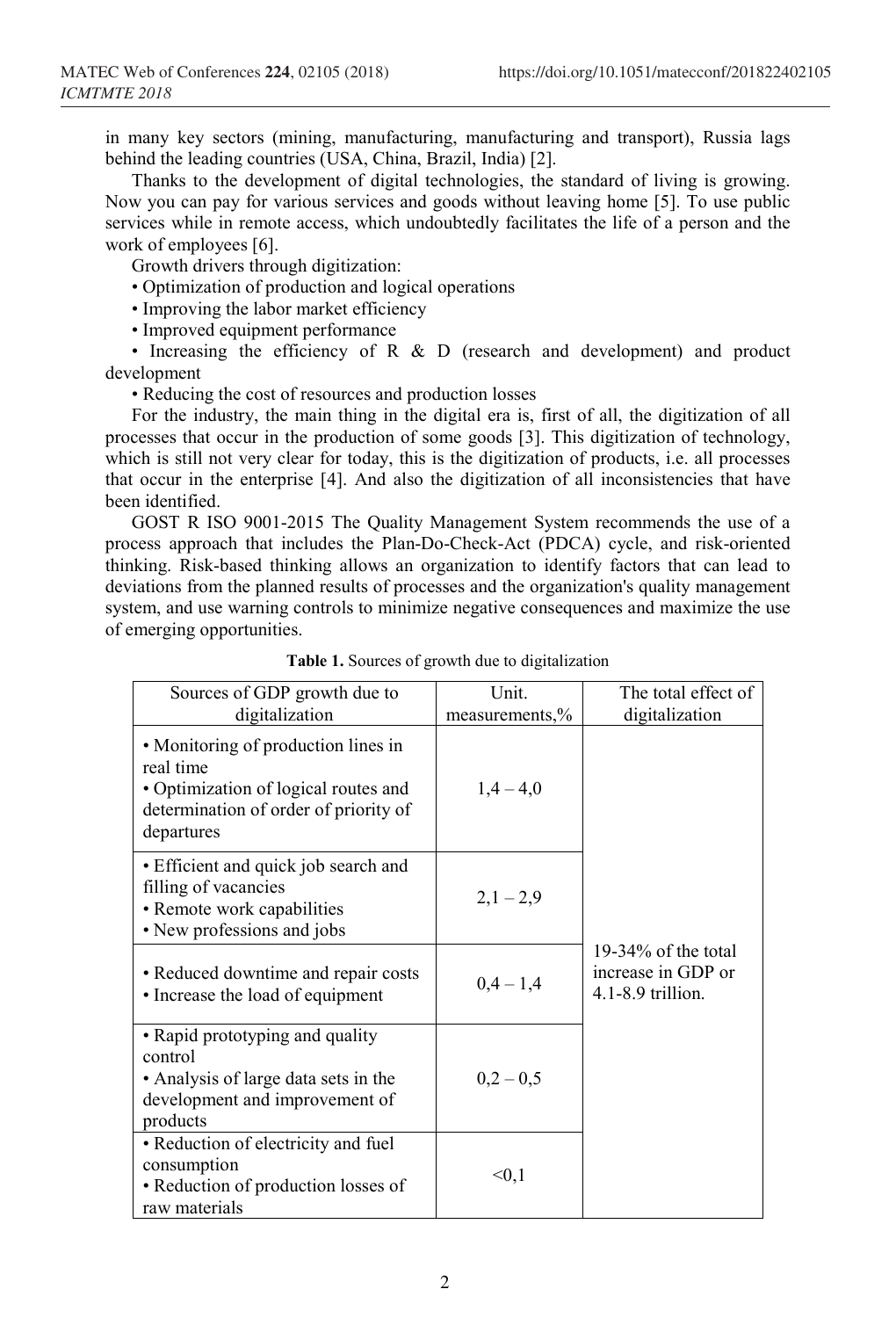in many key sectors (mining, manufacturing, manufacturing and transport), Russia lags behind the leading countries (USA, China, Brazil, India) [2].

Thanks to the development of digital technologies, the standard of living is growing. Now you can pay for various services and goods without leaving home [5]. To use public services while in remote access, which undoubtedly facilitates the life of a person and the work of employees [6].

Growth drivers through digitization:

- Optimization of production and logical operations
- Improving the labor market efficiency
- Improved equipment performance
- Increasing the efficiency of R & D (research and development) and product development
- Reducing the cost of resources and production losses

For the industry, the main thing in the digital era is, first of all, the digitization of all processes that occur in the production of some goods [3]. This digitization of technology, which is still not very clear for today, this is the digitization of products, i.e. all processes that occur in the enterprise [4]. And also the digitization of all inconsistencies that have been identified.

GOST R ISO 9001-2015 The Quality Management System recommends the use of a process approach that includes the Plan-Do-Check-Act (PDCA) cycle, and risk-oriented thinking. Risk-based thinking allows an organization to identify factors that can lead to deviations from the planned results of processes and the organization's quality management system, and use warning controls to minimize negative consequences and maximize the use of emerging opportunities.

**Table 1.** Sources of growth due to digitalization

| Sources of GDP growth due to digitalization | Unit. measurements,% | The total effect of digitalization |
|---|---|---|
| • Monitoring of production lines in real time<br>• Optimization of logical routes and determination of order of priority of departures | 1,4 – 4,0 | 19-34% of the total increase in GDP or 4.1-8.9 trillion. |
| • Efficient and quick job search and filling of vacancies<br>• Remote work capabilities<br>• New professions and jobs | 2,1 – 2,9 | |
| • Reduced downtime and repair costs<br>• Increase the load of equipment | 0,4 – 1,4 | |
| • Rapid prototyping and quality control<br>• Analysis of large data sets in the development and improvement of products | 0,2 – 0,5 | |
| • Reduction of electricity and fuel consumption<br>• Reduction of production losses of raw materials | <0,1 | |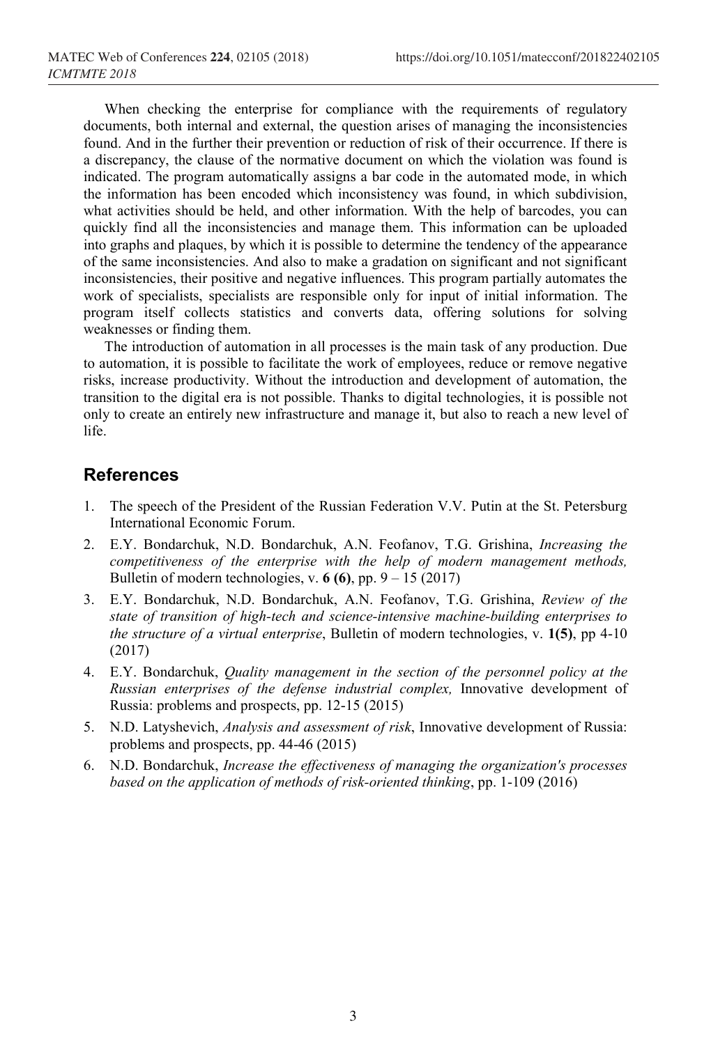When checking the enterprise for compliance with the requirements of regulatory documents, both internal and external, the question arises of managing the inconsistencies found. And in the further their prevention or reduction of risk of their occurrence. If there is a discrepancy, the clause of the normative document on which the violation was found is indicated. The program automatically assigns a bar code in the automated mode, in which the information has been encoded which inconsistency was found, in which subdivision, what activities should be held, and other information. With the help of barcodes, you can quickly find all the inconsistencies and manage them. This information can be uploaded into graphs and plaques, by which it is possible to determine the tendency of the appearance of the same inconsistencies. And also to make a gradation on significant and not significant inconsistencies, their positive and negative influences. This program partially automates the work of specialists, specialists are responsible only for input of initial information. The program itself collects statistics and converts data, offering solutions for solving weaknesses or finding them.

The introduction of automation in all processes is the main task of any production. Due to automation, it is possible to facilitate the work of employees, reduce or remove negative risks, increase productivity. Without the introduction and development of automation, the transition to the digital era is not possible. Thanks to digital technologies, it is possible not only to create an entirely new infrastructure and manage it, but also to reach a new level of life.

## References

1. The speech of the President of the Russian Federation V.V. Putin at the St. Petersburg International Economic Forum.
2. E.Y. Bondarchuk, N.D. Bondarchuk, A.N. Feofanov, T.G. Grishina, *Increasing the competitiveness of the enterprise with the help of modern management methods,* Bulletin of modern technologies, v. **6 (6)**, pp. 9 – 15 (2017)
3. E.Y. Bondarchuk, N.D. Bondarchuk, A.N. Feofanov, T.G. Grishina, *Review of the state of transition of high-tech and science-intensive machine-building enterprises to the structure of a virtual enterprise*, Bulletin of modern technologies, v. **1(5)**, pp 4-10 (2017)
4. E.Y. Bondarchuk, *Quality management in the section of the personnel policy at the Russian enterprises of the defense industrial complex,* Innovative development of Russia: problems and prospects, pp. 12-15 (2015)
5. N.D. Latyshevich, *Analysis and assessment of risk*, Innovative development of Russia: problems and prospects, pp. 44-46 (2015)
6. N.D. Bondarchuk, *Increase the effectiveness of managing the organization's processes based on the application of methods of risk-oriented thinking*, pp. 1-109 (2016)